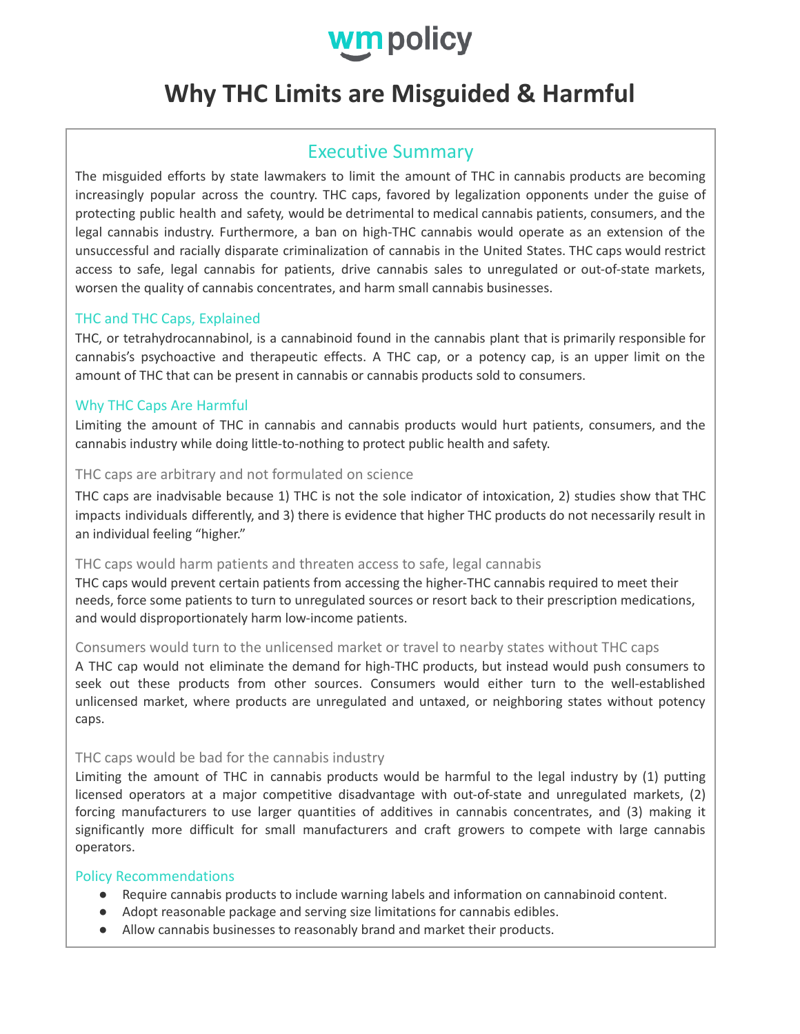wm policy

# Why THC Limits are Misguided & Harmful

## Executive Summary

The misguided efforts by state lawmakers to limit the amount of THC in cannabis products are becoming increasingly popular across the country. THC caps, favored by legalization opponents under the guise of protecting public health and safety, would be detrimental to medical cannabis patients, consumers, and the legal cannabis industry. Furthermore, a ban on high-THC cannabis would operate as an extension of the unsuccessful and racially disparate criminalization of cannabis in the United States. THC caps would restrict access to safe, legal cannabis for patients, drive cannabis sales to unregulated or out-of-state markets, worsen the quality of cannabis concentrates, and harm small cannabis businesses.

### THC and THC Caps, Explained

THC, or tetrahydrocannabinol, is a cannabinoid found in the cannabis plant that is primarily responsible for cannabis's psychoactive and therapeutic effects. A THC cap, or a potency cap, is an upper limit on the amount of THC that can be present in cannabis or cannabis products sold to consumers.

### Why THC Caps Are Harmful

Limiting the amount of THC in cannabis and cannabis products would hurt patients, consumers, and the cannabis industry while doing little-to-nothing to protect public health and safety.

#### THC caps are arbitrary and not formulated on science

THC caps are inadvisable because 1) THC is not the sole indicator of intoxication, 2) studies show that THC impacts individuals differently, and 3) there is evidence that higher THC products do not necessarily result in an individual feeling "higher."

#### THC caps would harm patients and threaten access to safe, legal cannabis

THC caps would prevent certain patients from accessing the higher-THC cannabis required to meet their needs, force some patients to turn to unregulated sources or resort back to their prescription medications, and would disproportionately harm low-income patients.

#### Consumers would turn to the unlicensed market or travel to nearby states without THC caps

A THC cap would not eliminate the demand for high-THC products, but instead would push consumers to seek out these products from other sources. Consumers would either turn to the well-established unlicensed market, where products are unregulated and untaxed, or neighboring states without potency caps.

#### THC caps would be bad for the cannabis industry

Limiting the amount of THC in cannabis products would be harmful to the legal industry by (1) putting licensed operators at a major competitive disadvantage with out-of-state and unregulated markets, (2) forcing manufacturers to use larger quantities of additives in cannabis concentrates, and (3) making it significantly more difficult for small manufacturers and craft growers to compete with large cannabis operators.

### Policy Recommendations

- Require cannabis products to include warning labels and information on cannabinoid content.
- Adopt reasonable package and serving size limitations for cannabis edibles.
- Allow cannabis businesses to reasonably brand and market their products.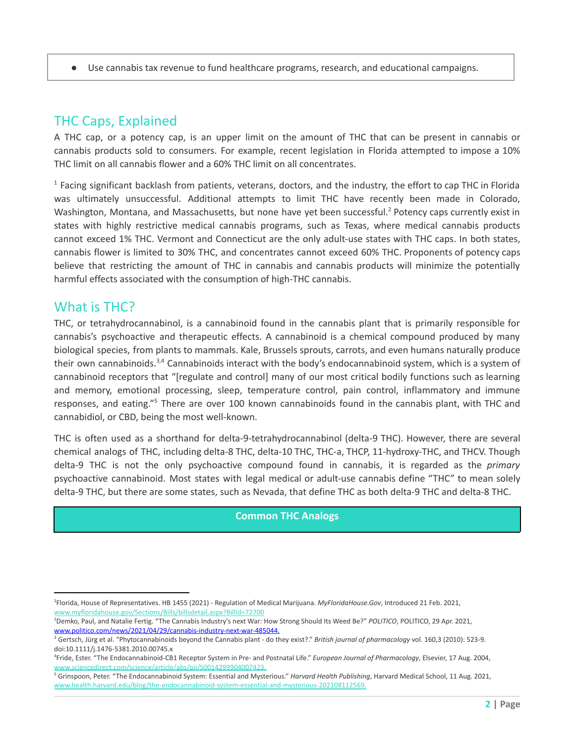- Use cannabis tax revenue to fund healthcare programs, research, and educational campaigns.

## THC Caps, Explained

A THC cap, or a potency cap, is an upper limit on the amount of THC that can be present in cannabis or cannabis products sold to consumers. For example, recent legislation in Florida attempted to impose a 10% THC limit on all cannabis flower and a 60% THC limit on all concentrates.

[1] Facing significant backlash from patients, veterans, doctors, and the industry, the effort to cap THC in Florida was ultimately unsuccessful. Additional attempts to limit THC have recently been made in Colorado, Washington, Montana, and Massachusetts, but none have yet been successful.[2] Potency caps currently exist in states with highly restrictive medical cannabis programs, such as Texas, where medical cannabis products cannot exceed 1% THC. Vermont and Connecticut are the only adult-use states with THC caps. In both states, cannabis flower is limited to 30% THC, and concentrates cannot exceed 60% THC. Proponents of potency caps believe that restricting the amount of THC in cannabis and cannabis products will minimize the potentially harmful effects associated with the consumption of high-THC cannabis.

## What is THC?

THC, or tetrahydrocannabinol, is a cannabinoid found in the cannabis plant that is primarily responsible for cannabis's psychoactive and therapeutic effects. A cannabinoid is a chemical compound produced by many biological species, from plants to mammals. Kale, Brussels sprouts, carrots, and even humans naturally produce their own cannabinoids.[3,4] Cannabinoids interact with the body's endocannabinoid system, which is a system of cannabinoid receptors that "[regulate and control] many of our most critical bodily functions such as learning and memory, emotional processing, sleep, temperature control, pain control, inflammatory and immune responses, and eating."[5] There are over 100 known cannabinoids found in the cannabis plant, with THC and cannabidiol, or CBD, being the most well-known.

THC is often used as a shorthand for delta-9-tetrahydrocannabinol (delta-9 THC). However, there are several chemical analogs of THC, including delta-8 THC, delta-10 THC, THC-a, THCP, 11-hydroxy-THC, and THCV. Though delta-9 THC is not the only psychoactive compound found in cannabis, it is regarded as the *primary* psychoactive cannabinoid. Most states with legal medical or adult-use cannabis define "THC" to mean solely delta-9 THC, but there are some states, such as Nevada, that define THC as both delta-9 THC and delta-8 THC.

| **Common THC Analogs** |
| --- |

---

[1] Florida, House of Representatives. HB 1455 (2021) - Regulation of Medical Marijuana. *MyFloridaHouse.Gov*, Introduced 21 Feb. 2021, www.myfloridahouse.gov/Sections/Bills/billsdetail.aspx?BillId=72700

[2] Demko, Paul, and Natalie Fertig. "The Cannabis Industry's next War: How Strong Should Its Weed Be?" *POLITICO*, POLITICO, 29 Apr. 2021, www.politico.com/news/2021/04/29/cannabis-industry-next-war-485044.

[3] Gertsch, Jürg et al. "Phytocannabinoids beyond the Cannabis plant - do they exist?." *British journal of pharmacology* vol. 160,3 (2010): 523-9. doi:10.1111/j.1476-5381.2010.00745.x

[4] Fride, Ester. "The Endocannabinoid-CB1 Receptor System in Pre- and Postnatal Life." *European Journal of Pharmacology*, Elsevier, 17 Aug. 2004, www.sciencedirect.com/science/article/abs/pii/S0014299904007423.

[5] Grinspoon, Peter. "The Endocannabinoid System: Essential and Mysterious." *Harvard Health Publishing*, Harvard Medical School, 11 Aug. 2021, www.health.harvard.edu/blog/the-endocannabinoid-system-essential-and-mysterious-202108112569.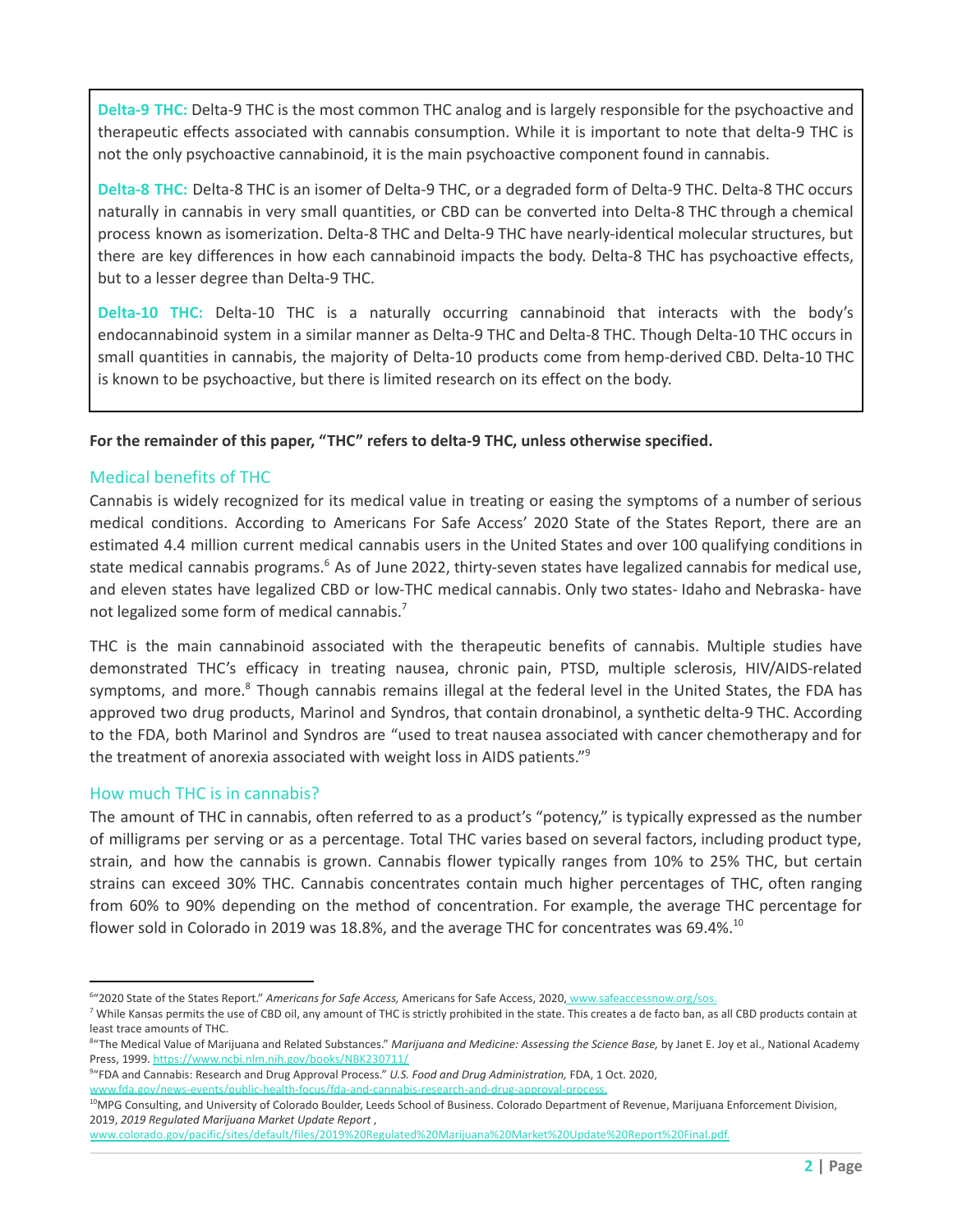**Delta-9 THC:** Delta-9 THC is the most common THC analog and is largely responsible for the psychoactive and therapeutic effects associated with cannabis consumption. While it is important to note that delta-9 THC is not the only psychoactive cannabinoid, it is the main psychoactive component found in cannabis.

**Delta-8 THC:** Delta-8 THC is an isomer of Delta-9 THC, or a degraded form of Delta-9 THC. Delta-8 THC occurs naturally in cannabis in very small quantities, or CBD can be converted into Delta-8 THC through a chemical process known as isomerization. Delta-8 THC and Delta-9 THC have nearly-identical molecular structures, but there are key differences in how each cannabinoid impacts the body. Delta-8 THC has psychoactive effects, but to a lesser degree than Delta-9 THC.

**Delta-10 THC:** Delta-10 THC is a naturally occurring cannabinoid that interacts with the body's endocannabinoid system in a similar manner as Delta-9 THC and Delta-8 THC. Though Delta-10 THC occurs in small quantities in cannabis, the majority of Delta-10 products come from hemp-derived CBD. Delta-10 THC is known to be psychoactive, but there is limited research on its effect on the body.

**For the remainder of this paper, "THC" refers to delta-9 THC, unless otherwise specified.**

## Medical benefits of THC

Cannabis is widely recognized for its medical value in treating or easing the symptoms of a number of serious medical conditions. According to Americans For Safe Access' 2020 State of the States Report, there are an estimated 4.4 million current medical cannabis users in the United States and over 100 qualifying conditions in state medical cannabis programs.[6] As of June 2022, thirty-seven states have legalized cannabis for medical use, and eleven states have legalized CBD or low-THC medical cannabis. Only two states- Idaho and Nebraska- have not legalized some form of medical cannabis.[7]

THC is the main cannabinoid associated with the therapeutic benefits of cannabis. Multiple studies have demonstrated THC's efficacy in treating nausea, chronic pain, PTSD, multiple sclerosis, HIV/AIDS-related symptoms, and more.[8] Though cannabis remains illegal at the federal level in the United States, the FDA has approved two drug products, Marinol and Syndros, that contain dronabinol, a synthetic delta-9 THC. According to the FDA, both Marinol and Syndros are "used to treat nausea associated with cancer chemotherapy and for the treatment of anorexia associated with weight loss in AIDS patients."[9]

## How much THC is in cannabis?

The amount of THC in cannabis, often referred to as a product's "potency," is typically expressed as the number of milligrams per serving or as a percentage. Total THC varies based on several factors, including product type, strain, and how the cannabis is grown. Cannabis flower typically ranges from 10% to 25% THC, but certain strains can exceed 30% THC. Cannabis concentrates contain much higher percentages of THC, often ranging from 60% to 90% depending on the method of concentration. For example, the average THC percentage for flower sold in Colorado in 2019 was 18.8%, and the average THC for concentrates was 69.4%.[10]

---

[6] "2020 State of the States Report." *Americans for Safe Access,* Americans for Safe Access, 2020, www.safeaccessnow.org/sos.

[7] While Kansas permits the use of CBD oil, any amount of THC is strictly prohibited in the state. This creates a de facto ban, as all CBD products contain at least trace amounts of THC.

[8] "The Medical Value of Marijuana and Related Substances." *Marijuana and Medicine: Assessing the Science Base,* by Janet E. Joy et al., National Academy Press, 1999. https://www.ncbi.nlm.nih.gov/books/NBK230711/

[9] "FDA and Cannabis: Research and Drug Approval Process." *U.S. Food and Drug Administration,* FDA, 1 Oct. 2020, www.fda.gov/news-events/public-health-focus/fda-and-cannabis-research-and-drug-approval-process.

[10] MPG Consulting, and University of Colorado Boulder, Leeds School of Business. Colorado Department of Revenue, Marijuana Enforcement Division, 2019, *2019 Regulated Marijuana Market Update Report* , www.colorado.gov/pacific/sites/default/files/2019%20Regulated%20Marijuana%20Market%20Update%20Report%20Final.pdf.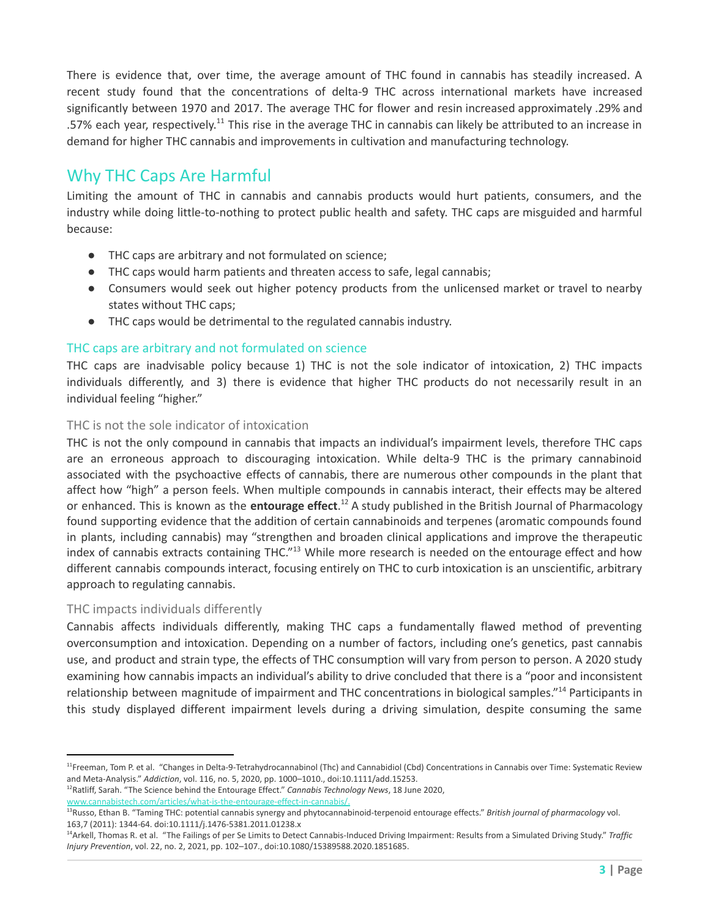There is evidence that, over time, the average amount of THC found in cannabis has steadily increased. A recent study found that the concentrations of delta-9 THC across international markets have increased significantly between 1970 and 2017. The average THC for flower and resin increased approximately .29% and .57% each year, respectively.[11] This rise in the average THC in cannabis can likely be attributed to an increase in demand for higher THC cannabis and improvements in cultivation and manufacturing technology.

## Why THC Caps Are Harmful

Limiting the amount of THC in cannabis and cannabis products would hurt patients, consumers, and the industry while doing little-to-nothing to protect public health and safety. THC caps are misguided and harmful because:

- THC caps are arbitrary and not formulated on science;
- THC caps would harm patients and threaten access to safe, legal cannabis;
- Consumers would seek out higher potency products from the unlicensed market or travel to nearby states without THC caps;
- THC caps would be detrimental to the regulated cannabis industry.

### THC caps are arbitrary and not formulated on science

THC caps are inadvisable policy because 1) THC is not the sole indicator of intoxication, 2) THC impacts individuals differently, and 3) there is evidence that higher THC products do not necessarily result in an individual feeling "higher."

#### THC is not the sole indicator of intoxication

THC is not the only compound in cannabis that impacts an individual's impairment levels, therefore THC caps are an erroneous approach to discouraging intoxication. While delta-9 THC is the primary cannabinoid associated with the psychoactive effects of cannabis, there are numerous other compounds in the plant that affect how "high" a person feels. When multiple compounds in cannabis interact, their effects may be altered or enhanced. This is known as the **entourage effect**.[12] A study published in the British Journal of Pharmacology found supporting evidence that the addition of certain cannabinoids and terpenes (aromatic compounds found in plants, including cannabis) may "strengthen and broaden clinical applications and improve the therapeutic index of cannabis extracts containing THC."[13] While more research is needed on the entourage effect and how different cannabis compounds interact, focusing entirely on THC to curb intoxication is an unscientific, arbitrary approach to regulating cannabis.

#### THC impacts individuals differently

Cannabis affects individuals differently, making THC caps a fundamentally flawed method of preventing overconsumption and intoxication. Depending on a number of factors, including one's genetics, past cannabis use, and product and strain type, the effects of THC consumption will vary from person to person. A 2020 study examining how cannabis impacts an individual's ability to drive concluded that there is a "poor and inconsistent relationship between magnitude of impairment and THC concentrations in biological samples."[14] Participants in this study displayed different impairment levels during a driving simulation, despite consuming the same

---

[11] Freeman, Tom P. et al. "Changes in Delta-9-Tetrahydrocannabinol (Thc) and Cannabidiol (Cbd) Concentrations in Cannabis over Time: Systematic Review and Meta-Analysis." *Addiction*, vol. 116, no. 5, 2020, pp. 1000–1010., doi:10.1111/add.15253.

[12] Ratliff, Sarah. "The Science behind the Entourage Effect." *Cannabis Technology News*, 18 June 2020, www.cannabistech.com/articles/what-is-the-entourage-effect-in-cannabis/.

[13] Russo, Ethan B. "Taming THC: potential cannabis synergy and phytocannabinoid-terpenoid entourage effects." *British journal of pharmacology* vol. 163,7 (2011): 1344-64. doi:10.1111/j.1476-5381.2011.01238.x

[14] Arkell, Thomas R. et al. "The Failings of per Se Limits to Detect Cannabis-Induced Driving Impairment: Results from a Simulated Driving Study." *Traffic Injury Prevention*, vol. 22, no. 2, 2021, pp. 102–107., doi:10.1080/15389588.2020.1851685.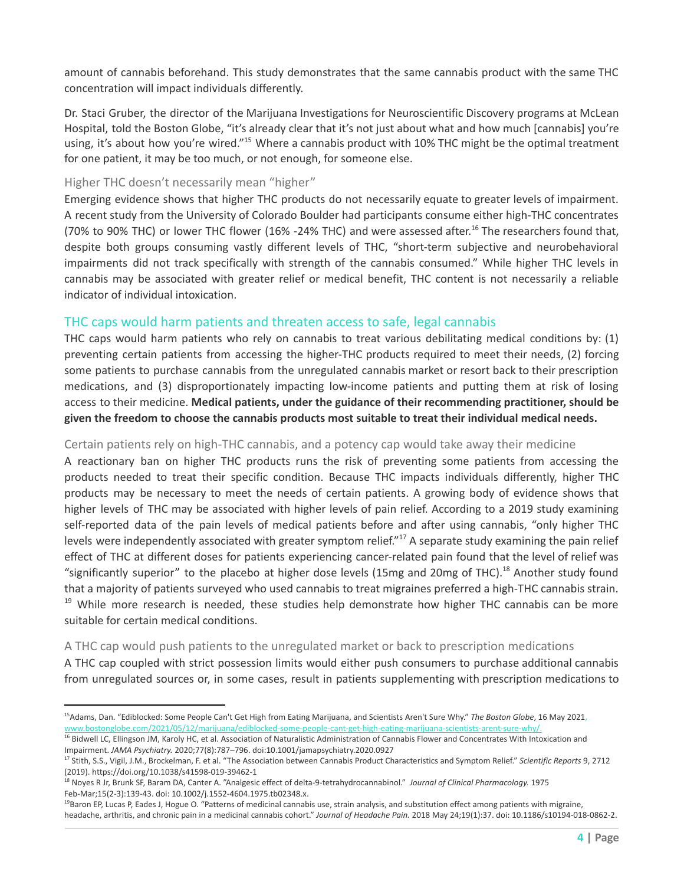amount of cannabis beforehand. This study demonstrates that the same cannabis product with the same THC concentration will impact individuals differently.

Dr. Staci Gruber, the director of the Marijuana Investigations for Neuroscientific Discovery programs at McLean Hospital, told the Boston Globe, "it's already clear that it's not just about what and how much [cannabis] you're using, it's about how you're wired."[15] Where a cannabis product with 10% THC might be the optimal treatment for one patient, it may be too much, or not enough, for someone else.

### Higher THC doesn't necessarily mean "higher"

Emerging evidence shows that higher THC products do not necessarily equate to greater levels of impairment. A recent study from the University of Colorado Boulder had participants consume either high-THC concentrates (70% to 90% THC) or lower THC flower (16% -24% THC) and were assessed after.[16] The researchers found that, despite both groups consuming vastly different levels of THC, "short-term subjective and neurobehavioral impairments did not track specifically with strength of the cannabis consumed." While higher THC levels in cannabis may be associated with greater relief or medical benefit, THC content is not necessarily a reliable indicator of individual intoxication.

## THC caps would harm patients and threaten access to safe, legal cannabis

THC caps would harm patients who rely on cannabis to treat various debilitating medical conditions by: (1) preventing certain patients from accessing the higher-THC products required to meet their needs, (2) forcing some patients to purchase cannabis from the unregulated cannabis market or resort back to their prescription medications, and (3) disproportionately impacting low-income patients and putting them at risk of losing access to their medicine. **Medical patients, under the guidance of their recommending practitioner, should be given the freedom to choose the cannabis products most suitable to treat their individual medical needs.**

### Certain patients rely on high-THC cannabis, and a potency cap would take away their medicine

A reactionary ban on higher THC products runs the risk of preventing some patients from accessing the products needed to treat their specific condition. Because THC impacts individuals differently, higher THC products may be necessary to meet the needs of certain patients. A growing body of evidence shows that higher levels of THC may be associated with higher levels of pain relief. According to a 2019 study examining self-reported data of the pain levels of medical patients before and after using cannabis, "only higher THC levels were independently associated with greater symptom relief."[17] A separate study examining the pain relief effect of THC at different doses for patients experiencing cancer-related pain found that the level of relief was "significantly superior" to the placebo at higher dose levels (15mg and 20mg of THC).[18] Another study found that a majority of patients surveyed who used cannabis to treat migraines preferred a high-THC cannabis strain. [19] While more research is needed, these studies help demonstrate how higher THC cannabis can be more suitable for certain medical conditions.

### A THC cap would push patients to the unregulated market or back to prescription medications

A THC cap coupled with strict possession limits would either push consumers to purchase additional cannabis from unregulated sources or, in some cases, result in patients supplementing with prescription medications to

---

[15] Adams, Dan. "Ediblocked: Some People Can't Get High from Eating Marijuana, and Scientists Aren't Sure Why." *The Boston Globe*, 16 May 2021, www.bostonglobe.com/2021/05/12/marijuana/ediblocked-some-people-cant-get-high-eating-marijuana-scientists-arent-sure-why/.

[16] Bidwell LC, Ellingson JM, Karoly HC, et al. Association of Naturalistic Administration of Cannabis Flower and Concentrates With Intoxication and Impairment. *JAMA Psychiatry.* 2020;77(8):787–796. doi:10.1001/jamapsychiatry.2020.0927

[17] Stith, S.S., Vigil, J.M., Brockelman, F. et al. "The Association between Cannabis Product Characteristics and Symptom Relief." *Scientific Reports* 9, 2712 (2019). https://doi.org/10.1038/s41598-019-39462-1

[18] Noyes R Jr, Brunk SF, Baram DA, Canter A. "Analgesic effect of delta-9-tetrahydrocannabinol." *Journal of Clinical Pharmacology.* 1975 Feb-Mar;15(2-3):139-43. doi: 10.1002/j.1552-4604.1975.tb02348.x.

[19] Baron EP, Lucas P, Eades J, Hogue O. "Patterns of medicinal cannabis use, strain analysis, and substitution effect among patients with migraine, headache, arthritis, and chronic pain in a medicinal cannabis cohort." *Journal of Headache Pain.* 2018 May 24;19(1):37. doi: 10.1186/s10194-018-0862-2.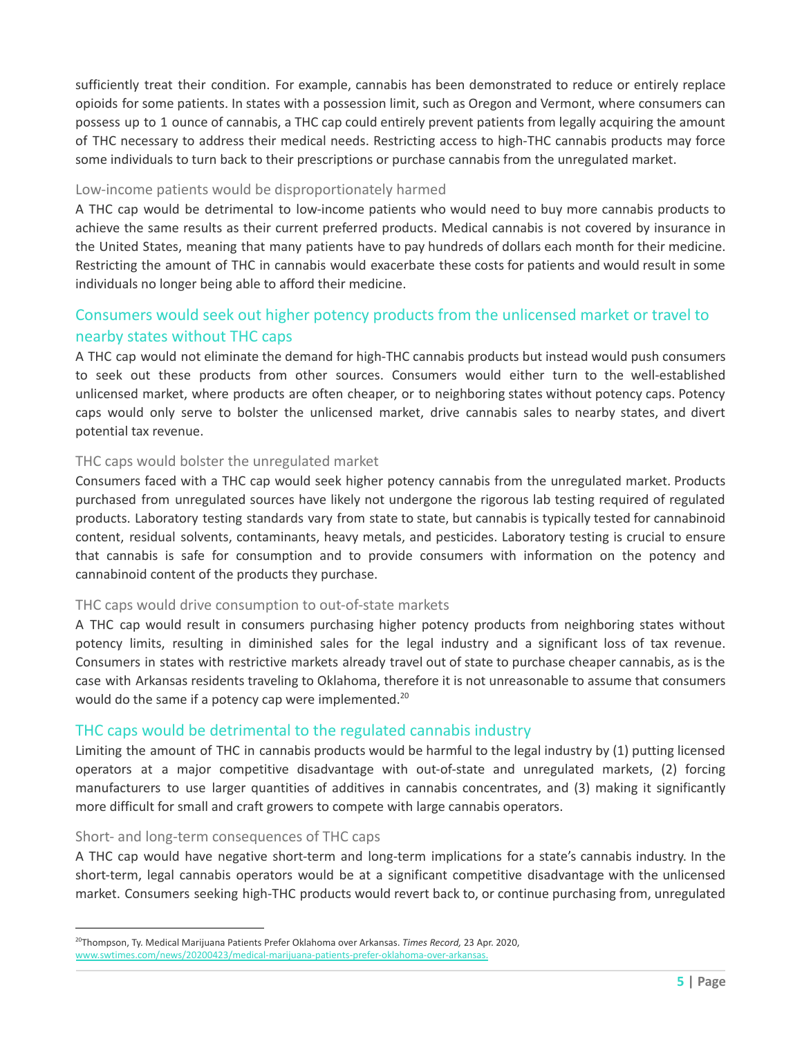sufficiently treat their condition. For example, cannabis has been demonstrated to reduce or entirely replace opioids for some patients. In states with a possession limit, such as Oregon and Vermont, where consumers can possess up to 1 ounce of cannabis, a THC cap could entirely prevent patients from legally acquiring the amount of THC necessary to address their medical needs. Restricting access to high-THC cannabis products may force some individuals to turn back to their prescriptions or purchase cannabis from the unregulated market.

### Low-income patients would be disproportionately harmed

A THC cap would be detrimental to low-income patients who would need to buy more cannabis products to achieve the same results as their current preferred products. Medical cannabis is not covered by insurance in the United States, meaning that many patients have to pay hundreds of dollars each month for their medicine. Restricting the amount of THC in cannabis would exacerbate these costs for patients and would result in some individuals no longer being able to afford their medicine.

## Consumers would seek out higher potency products from the unlicensed market or travel to nearby states without THC caps

A THC cap would not eliminate the demand for high-THC cannabis products but instead would push consumers to seek out these products from other sources. Consumers would either turn to the well-established unlicensed market, where products are often cheaper, or to neighboring states without potency caps. Potency caps would only serve to bolster the unlicensed market, drive cannabis sales to nearby states, and divert potential tax revenue.

### THC caps would bolster the unregulated market

Consumers faced with a THC cap would seek higher potency cannabis from the unregulated market. Products purchased from unregulated sources have likely not undergone the rigorous lab testing required of regulated products. Laboratory testing standards vary from state to state, but cannabis is typically tested for cannabinoid content, residual solvents, contaminants, heavy metals, and pesticides. Laboratory testing is crucial to ensure that cannabis is safe for consumption and to provide consumers with information on the potency and cannabinoid content of the products they purchase.

### THC caps would drive consumption to out-of-state markets

A THC cap would result in consumers purchasing higher potency products from neighboring states without potency limits, resulting in diminished sales for the legal industry and a significant loss of tax revenue. Consumers in states with restrictive markets already travel out of state to purchase cheaper cannabis, as is the case with Arkansas residents traveling to Oklahoma, therefore it is not unreasonable to assume that consumers would do the same if a potency cap were implemented.[20]

## THC caps would be detrimental to the regulated cannabis industry

Limiting the amount of THC in cannabis products would be harmful to the legal industry by (1) putting licensed operators at a major competitive disadvantage with out-of-state and unregulated markets, (2) forcing manufacturers to use larger quantities of additives in cannabis concentrates, and (3) making it significantly more difficult for small and craft growers to compete with large cannabis operators.

### Short- and long-term consequences of THC caps

A THC cap would have negative short-term and long-term implications for a state's cannabis industry. In the short-term, legal cannabis operators would be at a significant competitive disadvantage with the unlicensed market. Consumers seeking high-THC products would revert back to, or continue purchasing from, unregulated

---

[20] Thompson, Ty. Medical Marijuana Patients Prefer Oklahoma over Arkansas. *Times Record,* 23 Apr. 2020, www.swtimes.com/news/20200423/medical-marijuana-patients-prefer-oklahoma-over-arkansas.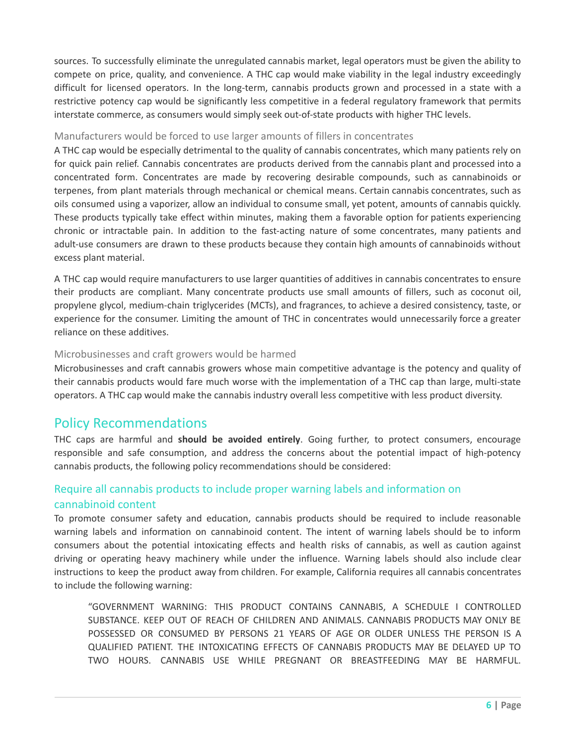sources. To successfully eliminate the unregulated cannabis market, legal operators must be given the ability to compete on price, quality, and convenience. A THC cap would make viability in the legal industry exceedingly difficult for licensed operators. In the long-term, cannabis products grown and processed in a state with a restrictive potency cap would be significantly less competitive in a federal regulatory framework that permits interstate commerce, as consumers would simply seek out-of-state products with higher THC levels.

### Manufacturers would be forced to use larger amounts of fillers in concentrates

A THC cap would be especially detrimental to the quality of cannabis concentrates, which many patients rely on for quick pain relief. Cannabis concentrates are products derived from the cannabis plant and processed into a concentrated form. Concentrates are made by recovering desirable compounds, such as cannabinoids or terpenes, from plant materials through mechanical or chemical means. Certain cannabis concentrates, such as oils consumed using a vaporizer, allow an individual to consume small, yet potent, amounts of cannabis quickly. These products typically take effect within minutes, making them a favorable option for patients experiencing chronic or intractable pain. In addition to the fast-acting nature of some concentrates, many patients and adult-use consumers are drawn to these products because they contain high amounts of cannabinoids without excess plant material.

A THC cap would require manufacturers to use larger quantities of additives in cannabis concentrates to ensure their products are compliant. Many concentrate products use small amounts of fillers, such as coconut oil, propylene glycol, medium-chain triglycerides (MCTs), and fragrances, to achieve a desired consistency, taste, or experience for the consumer. Limiting the amount of THC in concentrates would unnecessarily force a greater reliance on these additives.

### Microbusinesses and craft growers would be harmed

Microbusinesses and craft cannabis growers whose main competitive advantage is the potency and quality of their cannabis products would fare much worse with the implementation of a THC cap than large, multi-state operators. A THC cap would make the cannabis industry overall less competitive with less product diversity.

## Policy Recommendations

THC caps are harmful and **should be avoided entirely**. Going further, to protect consumers, encourage responsible and safe consumption, and address the concerns about the potential impact of high-potency cannabis products, the following policy recommendations should be considered:

### Require all cannabis products to include proper warning labels and information on cannabinoid content

To promote consumer safety and education, cannabis products should be required to include reasonable warning labels and information on cannabinoid content. The intent of warning labels should be to inform consumers about the potential intoxicating effects and health risks of cannabis, as well as caution against driving or operating heavy machinery while under the influence. Warning labels should also include clear instructions to keep the product away from children. For example, California requires all cannabis concentrates to include the following warning:

> "GOVERNMENT WARNING: THIS PRODUCT CONTAINS CANNABIS, A SCHEDULE I CONTROLLED SUBSTANCE. KEEP OUT OF REACH OF CHILDREN AND ANIMALS. CANNABIS PRODUCTS MAY ONLY BE POSSESSED OR CONSUMED BY PERSONS 21 YEARS OF AGE OR OLDER UNLESS THE PERSON IS A QUALIFIED PATIENT. THE INTOXICATING EFFECTS OF CANNABIS PRODUCTS MAY BE DELAYED UP TO TWO HOURS. CANNABIS USE WHILE PREGNANT OR BREASTFEEDING MAY BE HARMFUL.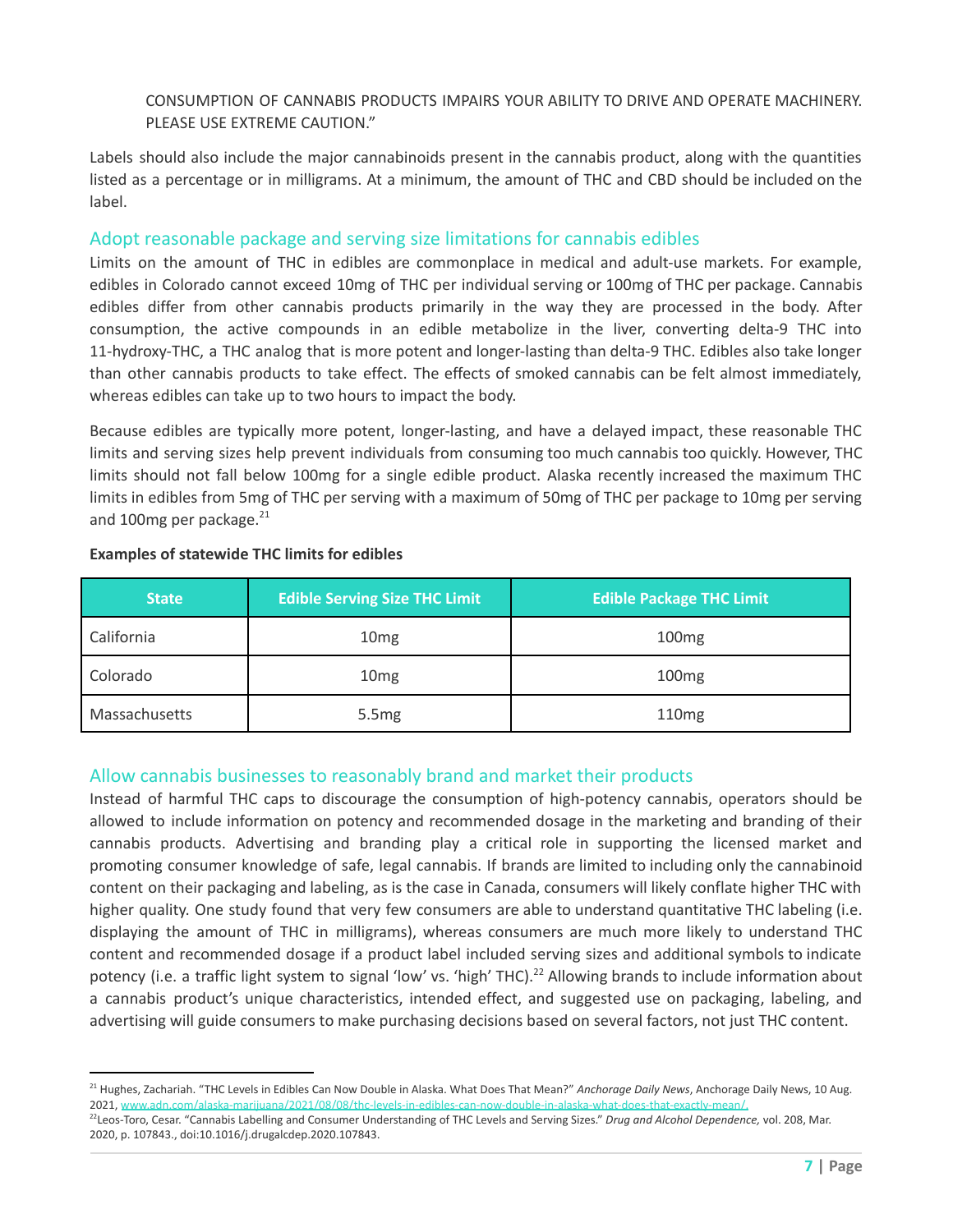CONSUMPTION OF CANNABIS PRODUCTS IMPAIRS YOUR ABILITY TO DRIVE AND OPERATE MACHINERY. PLEASE USE EXTREME CAUTION."

Labels should also include the major cannabinoids present in the cannabis product, along with the quantities listed as a percentage or in milligrams. At a minimum, the amount of THC and CBD should be included on the label.

## Adopt reasonable package and serving size limitations for cannabis edibles

Limits on the amount of THC in edibles are commonplace in medical and adult-use markets. For example, edibles in Colorado cannot exceed 10mg of THC per individual serving or 100mg of THC per package. Cannabis edibles differ from other cannabis products primarily in the way they are processed in the body. After consumption, the active compounds in an edible metabolize in the liver, converting delta-9 THC into 11-hydroxy-THC, a THC analog that is more potent and longer-lasting than delta-9 THC. Edibles also take longer than other cannabis products to take effect. The effects of smoked cannabis can be felt almost immediately, whereas edibles can take up to two hours to impact the body.

Because edibles are typically more potent, longer-lasting, and have a delayed impact, these reasonable THC limits and serving sizes help prevent individuals from consuming too much cannabis too quickly. However, THC limits should not fall below 100mg for a single edible product. Alaska recently increased the maximum THC limits in edibles from 5mg of THC per serving with a maximum of 50mg of THC per package to 10mg per serving and 100mg per package.[21]

**Examples of statewide THC limits for edibles**

| State | Edible Serving Size THC Limit | Edible Package THC Limit |
|---|---|---|
| California | 10mg | 100mg |
| Colorado | 10mg | 100mg |
| Massachusetts | 5.5mg | 110mg |

## Allow cannabis businesses to reasonably brand and market their products

Instead of harmful THC caps to discourage the consumption of high-potency cannabis, operators should be allowed to include information on potency and recommended dosage in the marketing and branding of their cannabis products. Advertising and branding play a critical role in supporting the licensed market and promoting consumer knowledge of safe, legal cannabis. If brands are limited to including only the cannabinoid content on their packaging and labeling, as is the case in Canada, consumers will likely conflate higher THC with higher quality. One study found that very few consumers are able to understand quantitative THC labeling (i.e. displaying the amount of THC in milligrams), whereas consumers are much more likely to understand THC content and recommended dosage if a product label included serving sizes and additional symbols to indicate potency (i.e. a traffic light system to signal 'low' vs. 'high' THC).[22] Allowing brands to include information about a cannabis product's unique characteristics, intended effect, and suggested use on packaging, labeling, and advertising will guide consumers to make purchasing decisions based on several factors, not just THC content.

---

[21] Hughes, Zachariah. "THC Levels in Edibles Can Now Double in Alaska. What Does That Mean?" *Anchorage Daily News*, Anchorage Daily News, 10 Aug. 2021, www.adn.com/alaska-marijuana/2021/08/08/thc-levels-in-edibles-can-now-double-in-alaska-what-does-that-exactly-mean/.

[22] Leos-Toro, Cesar. "Cannabis Labelling and Consumer Understanding of THC Levels and Serving Sizes." *Drug and Alcohol Dependence,* vol. 208, Mar. 2020, p. 107843., doi:10.1016/j.drugalcdep.2020.107843.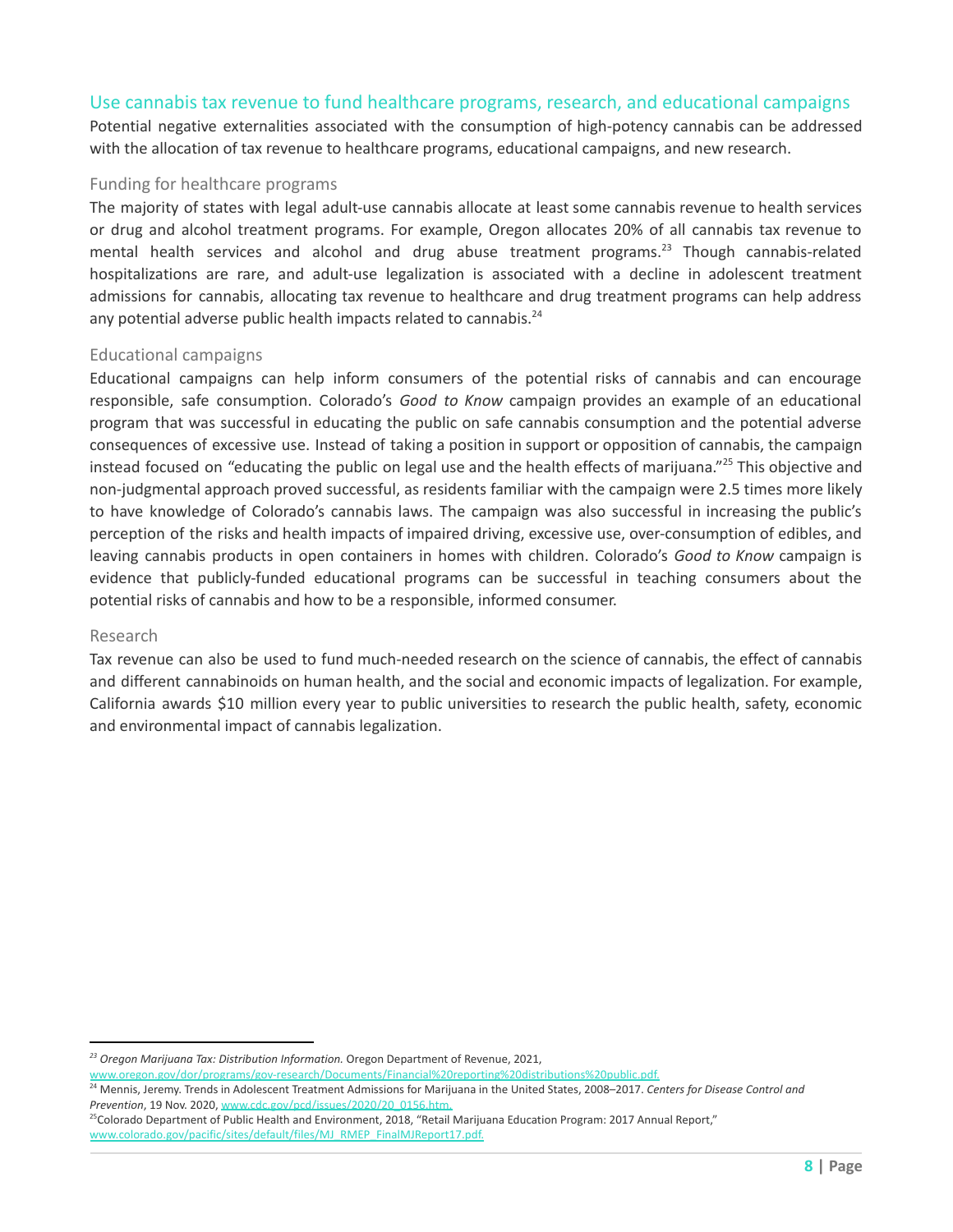## Use cannabis tax revenue to fund healthcare programs, research, and educational campaigns

Potential negative externalities associated with the consumption of high-potency cannabis can be addressed with the allocation of tax revenue to healthcare programs, educational campaigns, and new research.

### Funding for healthcare programs

The majority of states with legal adult-use cannabis allocate at least some cannabis revenue to health services or drug and alcohol treatment programs. For example, Oregon allocates 20% of all cannabis tax revenue to mental health services and alcohol and drug abuse treatment programs.[23] Though cannabis-related hospitalizations are rare, and adult-use legalization is associated with a decline in adolescent treatment admissions for cannabis, allocating tax revenue to healthcare and drug treatment programs can help address any potential adverse public health impacts related to cannabis.[24]

### Educational campaigns

Educational campaigns can help inform consumers of the potential risks of cannabis and can encourage responsible, safe consumption. Colorado's *Good to Know* campaign provides an example of an educational program that was successful in educating the public on safe cannabis consumption and the potential adverse consequences of excessive use. Instead of taking a position in support or opposition of cannabis, the campaign instead focused on "educating the public on legal use and the health effects of marijuana."[25] This objective and non-judgmental approach proved successful, as residents familiar with the campaign were 2.5 times more likely to have knowledge of Colorado's cannabis laws. The campaign was also successful in increasing the public's perception of the risks and health impacts of impaired driving, excessive use, over-consumption of edibles, and leaving cannabis products in open containers in homes with children. Colorado's *Good to Know* campaign is evidence that publicly-funded educational programs can be successful in teaching consumers about the potential risks of cannabis and how to be a responsible, informed consumer.

### Research

Tax revenue can also be used to fund much-needed research on the science of cannabis, the effect of cannabis and different cannabinoids on human health, and the social and economic impacts of legalization. For example, California awards $10 million every year to public universities to research the public health, safety, economic and environmental impact of cannabis legalization.

---

[23] *Oregon Marijuana Tax: Distribution Information.* Oregon Department of Revenue, 2021, www.oregon.gov/dor/programs/gov-research/Documents/Financial%20reporting%20distributions%20public.pdf.

[24] Mennis, Jeremy. Trends in Adolescent Treatment Admissions for Marijuana in the United States, 2008–2017. *Centers for Disease Control and Prevention*, 19 Nov. 2020, www.cdc.gov/pcd/issues/2020/20_0156.htm.

[25] Colorado Department of Public Health and Environment, 2018, "Retail Marijuana Education Program: 2017 Annual Report," www.colorado.gov/pacific/sites/default/files/MJ_RMEP_FinalMJReport17.pdf.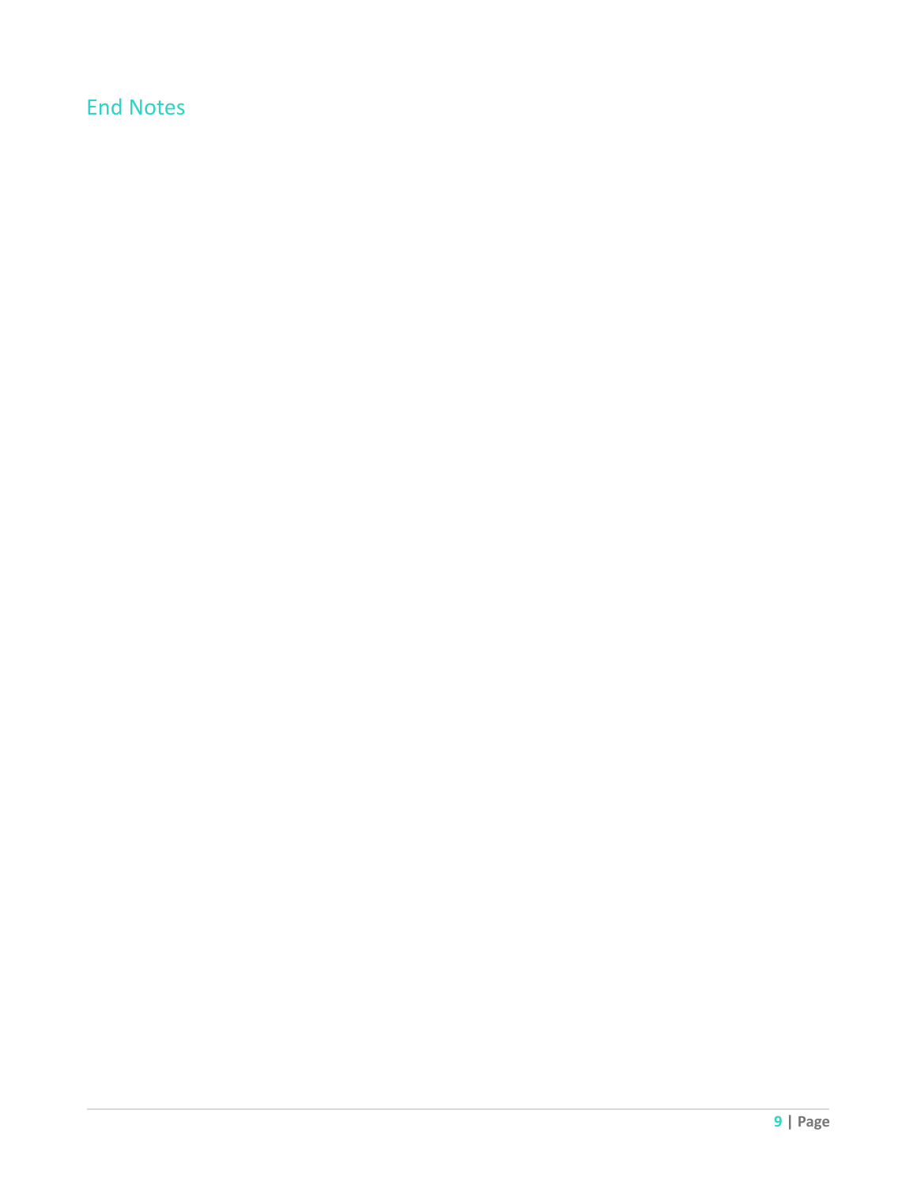## End Notes